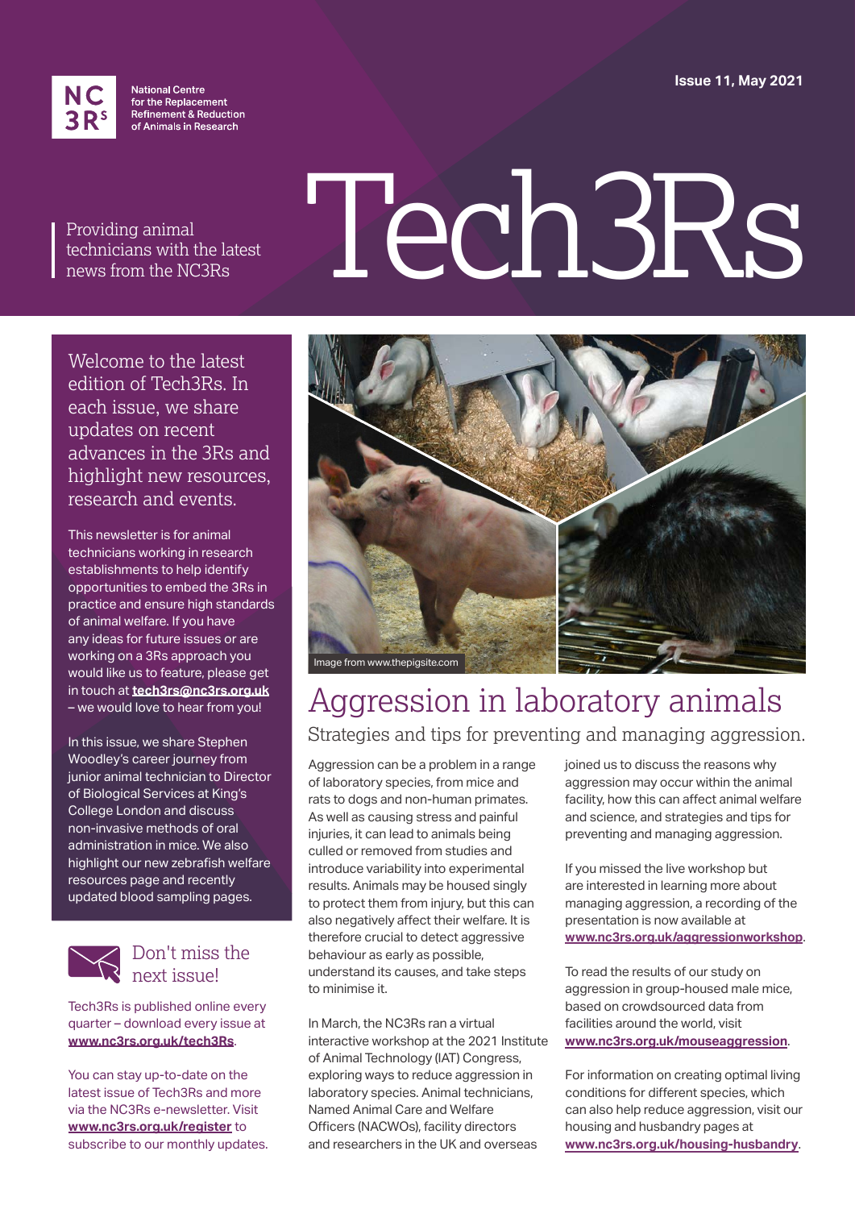National Centre for the Replacement Refinement & Reduction of Animals in Research

Issue 11, May 2021

# Tech3Rs

Providing animal technicians with the latest news from the NC3Rs

Welcome to the latest edition of Tech3Rs. In each issue, we share updates on recent advances in the 3Rs and highlight new resources, research and events.

This newsletter is for animal technicians working in research establishments to help identify opportunities to embed the 3Rs in practice and ensure high standards of animal welfare. If you have any ideas for future issues or are working on a 3Rs approach you would like us to feature, please get in touch at **tech3rs@nc3rs.org.uk** – we would love to hear from you!

In this issue, we share Stephen Woodley's career journey from junior animal technician to Director of Biological Services at King's College London and discuss non-invasive methods of oral administration in mice. We also highlight our new zebrafish welfare resources page and recently updated blood sampling pages.

### Don't miss the next issue!

Tech3Rs is published online every quarter – download every issue at **www.nc3rs.org.uk/tech3Rs**.

You can stay up-to-date on the latest issue of Tech3Rs and more via the NC3Rs e-newsletter. Visit **www.nc3rs.org.uk/register** to subscribe to our monthly updates.

Image from www.thepigsite.com

## Aggression in laboratory animals

Strategies and tips for preventing and managing aggression.

Aggression can be a problem in a range of laboratory species, from mice and rats to dogs and non-human primates. As well as causing stress and painful injuries, it can lead to animals being culled or removed from studies and introduce variability into experimental results. Animals may be housed singly to protect them from injury, but this can also negatively affect their welfare. It is therefore crucial to detect aggressive behaviour as early as possible, understand its causes, and take steps to minimise it.

In March, the NC3Rs ran a virtual interactive workshop at the 2021 Institute of Animal Technology (IAT) Congress, exploring ways to reduce aggression in laboratory species. Animal technicians, Named Animal Care and Welfare Officers (NACWOs), facility directors and researchers in the UK and overseas joined us to discuss the reasons why aggression may occur within the animal facility, how this can affect animal welfare and science, and strategies and tips for preventing and managing aggression.

If you missed the live workshop but are interested in learning more about managing aggression, a recording of the presentation is now available at **www.nc3rs.org.uk/aggressionworkshop**.

To read the results of our study on aggression in group-housed male mice, based on crowdsourced data from facilities around the world, visit **www.nc3rs.org.uk/mouseaggression**.

For information on creating optimal living conditions for different species, which can also help reduce aggression, visit our housing and husbandry pages at **www.nc3rs.org.uk/housing-husbandry**.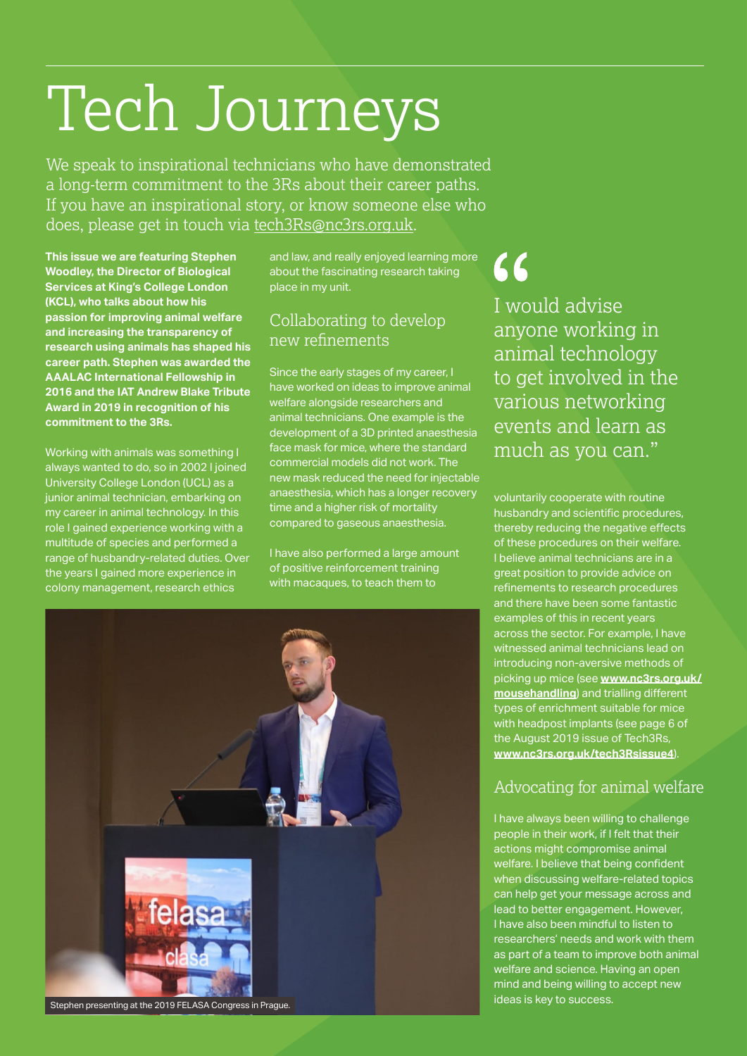# Tech Journeys

We speak to inspirational technicians who have demonstrated a long-term commitment to the 3Rs about their career paths. If you have an inspirational story, or know someone else who does, please get in touch via tech3Rs@nc3rs.org.uk.

**This issue we are featuring Stephen Woodley, the Director of Biological Services at King's College London (KCL), who talks about how his passion for improving animal welfare and increasing the transparency of research using animals has shaped his career path. Stephen was awarded the AAALAC International Fellowship in 2016 and the IAT Andrew Blake Tribute Award in 2019 in recognition of his commitment to the 3Rs.**

Working with animals was something I always wanted to do, so in 2002 I joined University College London (UCL) as a junior animal technician, embarking on my career in animal technology. In this role I gained experience working with a multitude of species and performed a range of husbandry-related duties. Over the years I gained more experience in colony management, research ethics and law, and really enjoyed learning more about the fascinating research taking place in my unit.

## Collaborating to develop new refinements

Since the early stages of my career, I have worked on ideas to improve animal welfare alongside researchers and animal technicians. One example is the development of a 3D printed anaesthesia face mask for mice, where the standard commercial models did not work. The new mask reduced the need for injectable anaesthesia, which has a longer recovery time and a higher risk of mortality compared to gaseous anaesthesia.

I have also performed a large amount of positive reinforcement training with macaques, to teach them to voluntarily cooperate with routine husbandry and scientific procedures, thereby reducing the negative effects of these procedures on their welfare. I believe animal technicians are in a great position to provide advice on refinements to research procedures and there have been some fantastic examples of this in recent years across the sector. For example, I have witnessed animal technicians lead on introducing non-aversive methods of picking up mice (see **www.nc3rs.org.uk/mousehandling**) and trialling different types of enrichment suitable for mice with headpost implants (see page 6 of the August 2019 issue of Tech3Rs, **www.nc3rs.org.uk/tech3Rsissue4**).

> "I would advise anyone working in animal technology to get involved in the various networking events and learn as much as you can."

Stephen presenting at the 2019 FELASA Congress in Prague.

## Advocating for animal welfare

I have always been willing to challenge people in their work, if I felt that their actions might compromise animal welfare. I believe that being confident when discussing welfare-related topics can help get your message across and lead to better engagement. However, I have also been mindful to listen to researchers' needs and work with them as part of a team to improve both animal welfare and science. Having an open mind and being willing to accept new ideas is key to success.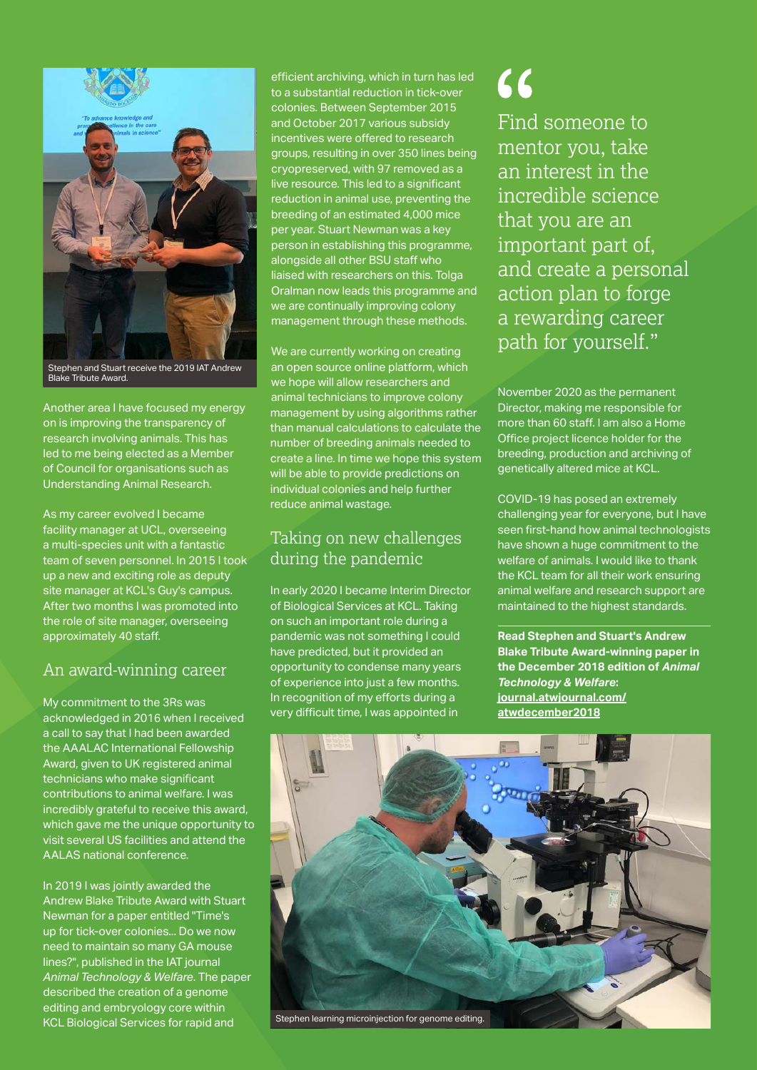Stephen and Stuart receive the 2019 IAT Andrew Blake Tribute Award.

Another area I have focused my energy on is improving the transparency of research involving animals. This has led to me being elected as a Member of Council for organisations such as Understanding Animal Research.

As my career evolved I became facility manager at UCL, overseeing a multi-species unit with a fantastic team of seven personnel. In 2015 I took up a new and exciting role as deputy site manager at KCL's Guy's campus. After two months I was promoted into the role of site manager, overseeing approximately 40 staff.

## An award-winning career

My commitment to the 3Rs was acknowledged in 2016 when I received a call to say that I had been awarded the AAALAC International Fellowship Award, given to UK registered animal technicians who make significant contributions to animal welfare. I was incredibly grateful to receive this award, which gave me the unique opportunity to visit several US facilities and attend the AALAS national conference.

In 2019 I was jointly awarded the Andrew Blake Tribute Award with Stuart Newman for a paper entitled "Time's up for tick-over colonies... Do we now need to maintain so many GA mouse lines?", published in the IAT journal *Animal Technology & Welfare*. The paper described the creation of a genome editing and embryology core within KCL Biological Services for rapid and efficient archiving, which in turn has led to a substantial reduction in tick-over colonies. Between September 2015 and October 2017 various subsidy incentives were offered to research groups, resulting in over 350 lines being cryopreserved, with 97 removed as a live resource. This led to a significant reduction in animal use, preventing the breeding of an estimated 4,000 mice per year. Stuart Newman was a key person in establishing this programme, alongside all other BSU staff who liaised with researchers on this. Tolga Oralman now leads this programme and we are continually improving colony management through these methods.

We are currently working on creating an open source online platform, which we hope will allow researchers and animal technicians to improve colony management by using algorithms rather than manual calculations to calculate the number of breeding animals needed to create a line. In time we hope this system will be able to provide predictions on individual colonies and help further reduce animal wastage.

## Taking on new challenges during the pandemic

In early 2020 I became Interim Director of Biological Services at KCL. Taking on such an important role during a pandemic was not something I could have predicted, but it provided an opportunity to condense many years of experience into just a few months. In recognition of my efforts during a very difficult time, I was appointed in November 2020 as the permanent Director, making me responsible for more than 60 staff. I am also a Home Office project licence holder for the breeding, production and archiving of genetically altered mice at KCL.

> "Find someone to mentor you, take an interest in the incredible science that you are an important part of, and create a personal action plan to forge a rewarding career path for yourself."

COVID-19 has posed an extremely challenging year for everyone, but I have seen first-hand how animal technologists have shown a huge commitment to the welfare of animals. I would like to thank the KCL team for all their work ensuring animal welfare and research support are maintained to the highest standards.

**Read Stephen and Stuart's Andrew Blake Tribute Award-winning paper in the December 2018 edition of *Animal Technology & Welfare*: journal.atwjournal.com/atwdecember2018**

Stephen learning microinjection for genome editing.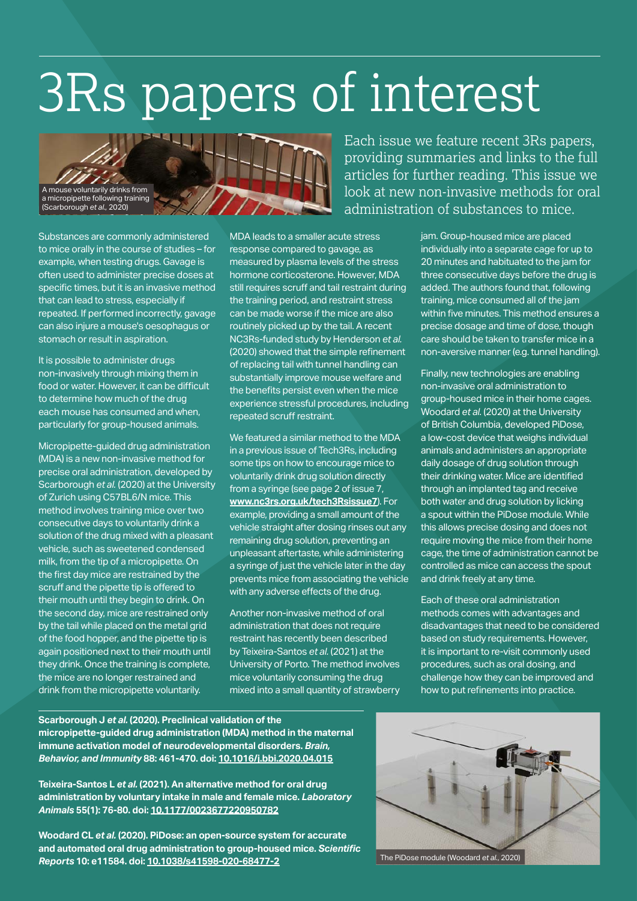# 3Rs papers of interest

A mouse voluntarily drinks from a micropipette following training (Scarborough *et al.*, 2020)

Each issue we feature recent 3Rs papers, providing summaries and links to the full articles for further reading. This issue we look at new non-invasive methods for oral administration of substances to mice.

Substances are commonly administered to mice orally in the course of studies – for example, when testing drugs. Gavage is often used to administer precise doses at specific times, but it is an invasive method that can lead to stress, especially if repeated. If performed incorrectly, gavage can also injure a mouse's oesophagus or stomach or result in aspiration.

It is possible to administer drugs non-invasively through mixing them in food or water. However, it can be difficult to determine how much of the drug each mouse has consumed and when, particularly for group-housed animals.

Micropipette-guided drug administration (MDA) is a new non-invasive method for precise oral administration, developed by Scarborough *et al.* (2020) at the University of Zurich using C57BL6/N mice. This method involves training mice over two consecutive days to voluntarily drink a solution of the drug mixed with a pleasant vehicle, such as sweetened condensed milk, from the tip of a micropipette. On the first day mice are restrained by the scruff and the pipette tip is offered to their mouth until they begin to drink. On the second day, mice are restrained only by the tail while placed on the metal grid of the food hopper, and the pipette tip is again positioned next to their mouth until they drink. Once the training is complete, the mice are no longer restrained and drink from the micropipette voluntarily.

MDA leads to a smaller acute stress response compared to gavage, as measured by plasma levels of the stress hormone corticosterone. However, MDA still requires scruff and tail restraint during the training period, and restraint stress can be made worse if the mice are also routinely picked up by the tail. A recent NC3Rs-funded study by Henderson *et al.* (2020) showed that the simple refinement of replacing tail with tunnel handling can substantially improve mouse welfare and the benefits persist even when the mice experience stressful procedures, including repeated scruff restraint.

We featured a similar method to the MDA in a previous issue of Tech3Rs, including some tips on how to encourage mice to voluntarily drink drug solution directly from a syringe (see page 2 of issue 7, **www.nc3rs.org.uk/tech3Rsissue7**). For example, providing a small amount of the vehicle straight after dosing rinses out any remaining drug solution, preventing an unpleasant aftertaste, while administering a syringe of just the vehicle later in the day prevents mice from associating the vehicle with any adverse effects of the drug.

Another non-invasive method of oral administration that does not require restraint has recently been described by Teixeira-Santos *et al.* (2021) at the University of Porto. The method involves mice voluntarily consuming the drug mixed into a small quantity of strawberry jam. Group-housed mice are placed individually into a separate cage for up to 20 minutes and habituated to the jam for three consecutive days before the drug is added. The authors found that, following training, mice consumed all of the jam within five minutes. This method ensures a precise dosage and time of dose, though care should be taken to transfer mice in a non-aversive manner (e.g. tunnel handling).

Finally, new technologies are enabling non-invasive oral administration to group-housed mice in their home cages. Woodard *et al.* (2020) at the University of British Columbia, developed PiDose, a low-cost device that weighs individual animals and administers an appropriate daily dosage of drug solution through their drinking water. Mice are identified through an implanted tag and receive both water and drug solution by licking a spout within the PiDose module. While this allows precise dosing and does not require moving the mice from their home cage, the time of administration cannot be controlled as mice can access the spout and drink freely at any time.

Each of these oral administration methods comes with advantages and disadvantages that need to be considered based on study requirements. However, it is important to re-visit commonly used procedures, such as oral dosing, and challenge how they can be improved and how to put refinements into practice.

**Scarborough J *et al.* (2020). Preclinical validation of the micropipette-guided drug administration (MDA) method in the maternal immune activation model of neurodevelopmental disorders. *Brain, Behavior, and Immunity* 88: 461-470. doi: 10.1016/j.bbi.2020.04.015**

**Teixeira-Santos L *et al.* (2021). An alternative method for oral drug administration by voluntary intake in male and female mice. *Laboratory Animals* 55(1): 76-80. doi: 10.1177/0023677220950782**

**Woodard CL *et al.* (2020). PiDose: an open-source system for accurate and automated oral drug administration to group-housed mice. *Scientific Reports* 10: e11584. doi: 10.1038/s41598-020-68477-2**

The PiDose module (Woodard *et al.*, 2020)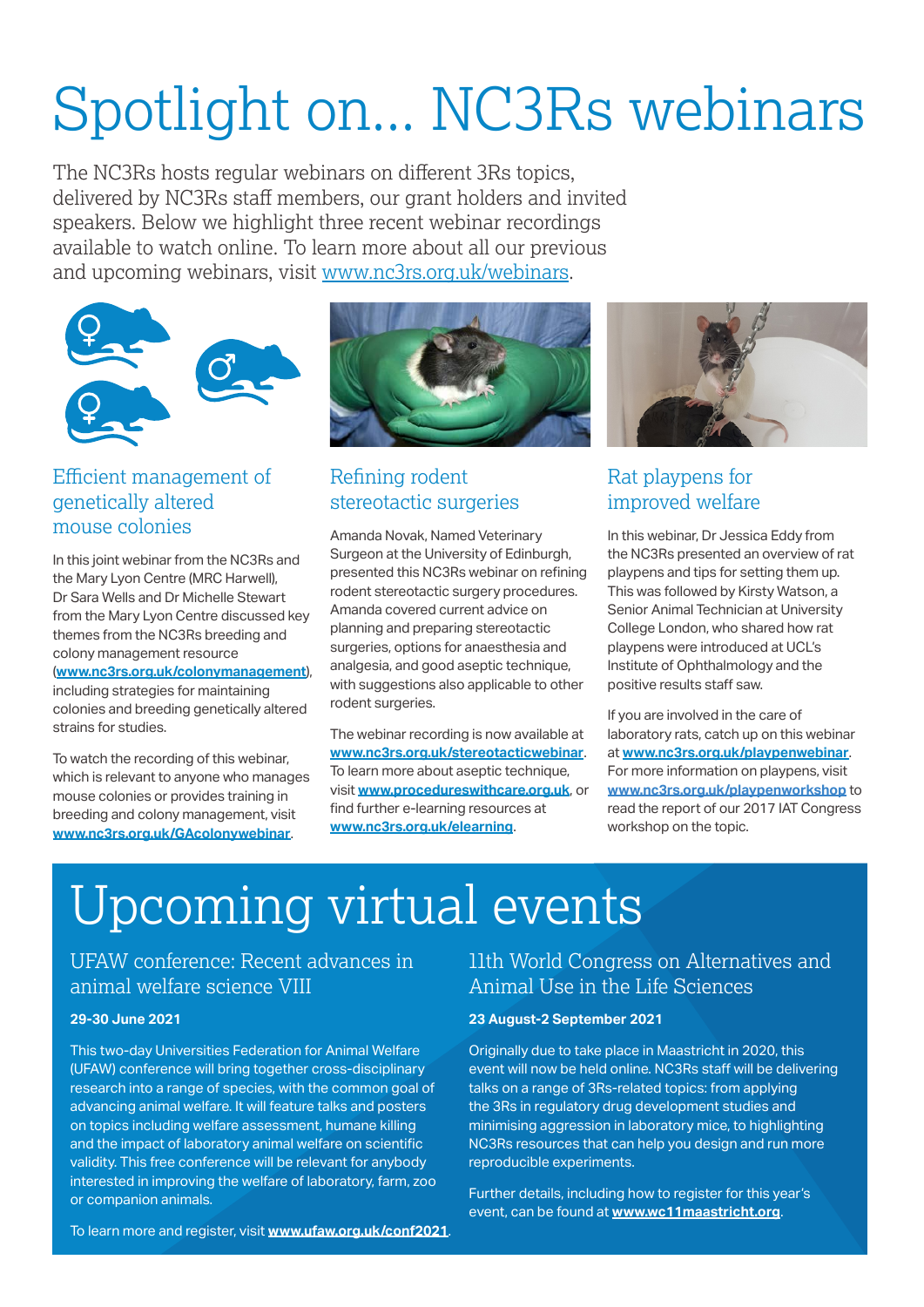# Spotlight on... NC3Rs webinars

The NC3Rs hosts regular webinars on different 3Rs topics, delivered by NC3Rs staff members, our grant holders and invited speakers. Below we highlight three recent webinar recordings available to watch online. To learn more about all our previous and upcoming webinars, visit www.nc3rs.org.uk/webinars.

## Efficient management of genetically altered mouse colonies

In this joint webinar from the NC3Rs and the Mary Lyon Centre (MRC Harwell), Dr Sara Wells and Dr Michelle Stewart from the Mary Lyon Centre discussed key themes from the NC3Rs breeding and colony management resource (**www.nc3rs.org.uk/colonymanagement**), including strategies for maintaining colonies and breeding genetically altered strains for studies.

To watch the recording of this webinar, which is relevant to anyone who manages mouse colonies or provides training in breeding and colony management, visit **www.nc3rs.org.uk/GAcolonywebinar**.

## Refining rodent stereotactic surgeries

Amanda Novak, Named Veterinary Surgeon at the University of Edinburgh, presented this NC3Rs webinar on refining rodent stereotactic surgery procedures. Amanda covered current advice on planning and preparing stereotactic surgeries, options for anaesthesia and analgesia, and good aseptic technique, with suggestions also applicable to other rodent surgeries.

The webinar recording is now available at **www.nc3rs.org.uk/stereotacticwebinar**. To learn more about aseptic technique, visit **www.procedureswithcare.org.uk**, or find further e-learning resources at **www.nc3rs.org.uk/elearning**.

## Rat playpens for improved welfare

In this webinar, Dr Jessica Eddy from the NC3Rs presented an overview of rat playpens and tips for setting them up. This was followed by Kirsty Watson, a Senior Animal Technician at University College London, who shared how rat playpens were introduced at UCL's Institute of Ophthalmology and the positive results staff saw.

If you are involved in the care of laboratory rats, catch up on this webinar at **www.nc3rs.org.uk/playpenwebinar**. For more information on playpens, visit **www.nc3rs.org.uk/playpenworkshop** to read the report of our 2017 IAT Congress workshop on the topic.

# Upcoming virtual events

## UFAW conference: Recent advances in animal welfare science VIII

**29-30 June 2021**

This two-day Universities Federation for Animal Welfare (UFAW) conference will bring together cross-disciplinary research into a range of species, with the common goal of advancing animal welfare. It will feature talks and posters on topics including welfare assessment, humane killing and the impact of laboratory animal welfare on scientific validity. This free conference will be relevant for anybody interested in improving the welfare of laboratory, farm, zoo or companion animals.

To learn more and register, visit **www.ufaw.org.uk/conf2021**.

## 11th World Congress on Alternatives and Animal Use in the Life Sciences

**23 August-2 September 2021**

Originally due to take place in Maastricht in 2020, this event will now be held online. NC3Rs staff will be delivering talks on a range of 3Rs-related topics: from applying the 3Rs in regulatory drug development studies and minimising aggression in laboratory mice, to highlighting NC3Rs resources that can help you design and run more reproducible experiments.

Further details, including how to register for this year's event, can be found at **www.wc11maastricht.org**.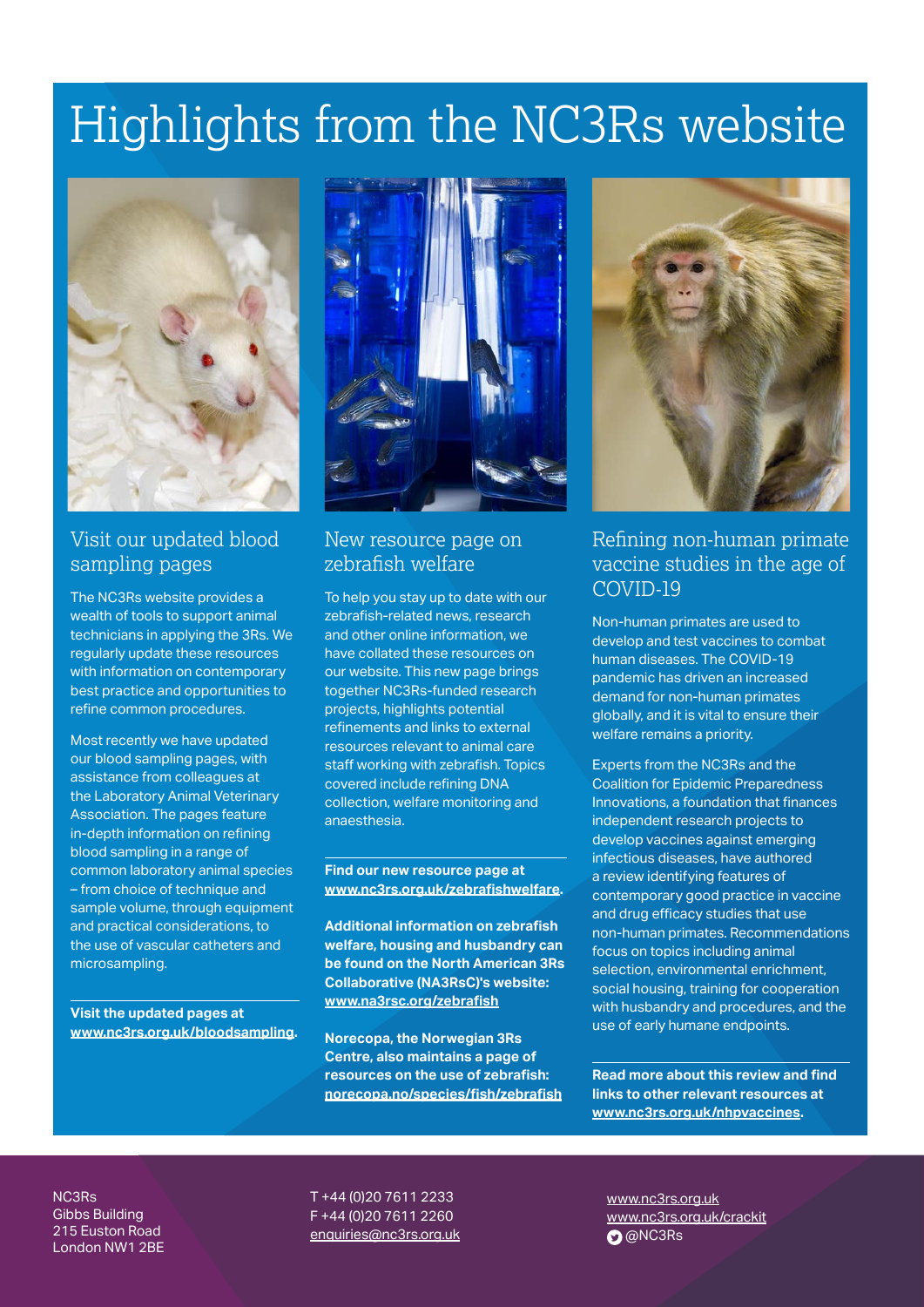# Highlights from the NC3Rs website

## Visit our updated blood sampling pages

The NC3Rs website provides a wealth of tools to support animal technicians in applying the 3Rs. We regularly update these resources with information on contemporary best practice and opportunities to refine common procedures.

Most recently we have updated our blood sampling pages, with assistance from colleagues at the Laboratory Animal Veterinary Association. The pages feature in-depth information on refining blood sampling in a range of common laboratory animal species – from choice of technique and sample volume, through equipment and practical considerations, to the use of vascular catheters and microsampling.

**Visit the updated pages at www.nc3rs.org.uk/bloodsampling.**

## New resource page on zebrafish welfare

To help you stay up to date with our zebrafish-related news, research and other online information, we have collated these resources on our website. This new page brings together NC3Rs-funded research projects, highlights potential refinements and links to external resources relevant to animal care staff working with zebrafish. Topics covered include refining DNA collection, welfare monitoring and anaesthesia.

**Find our new resource page at www.nc3rs.org.uk/zebrafishwelfare.**

**Additional information on zebrafish welfare, housing and husbandry can be found on the North American 3Rs Collaborative (NA3RsC)'s website: www.na3rsc.org/zebrafish**

**Norecopa, the Norwegian 3Rs Centre, also maintains a page of resources on the use of zebrafish: norecopa.no/species/fish/zebrafish**

## Refining non-human primate vaccine studies in the age of COVID-19

Non-human primates are used to develop and test vaccines to combat human diseases. The COVID-19 pandemic has driven an increased demand for non-human primates globally, and it is vital to ensure their welfare remains a priority.

Experts from the NC3Rs and the Coalition for Epidemic Preparedness Innovations, a foundation that finances independent research projects to develop vaccines against emerging infectious diseases, have authored a review identifying features of contemporary good practice in vaccine and drug efficacy studies that use non-human primates. Recommendations focus on topics including animal selection, environmental enrichment, social housing, training for cooperation with husbandry and procedures, and the use of early humane endpoints.

**Read more about this review and find links to other relevant resources at www.nc3rs.org.uk/nhpvaccines.**

NC3Rs
Gibbs Building
215 Euston Road
London NW1 2BE

T +44 (0)20 7611 2233
F +44 (0)20 7611 2260
enquiries@nc3rs.org.uk

www.nc3rs.org.uk
www.nc3rs.org.uk/crackit
@NC3Rs